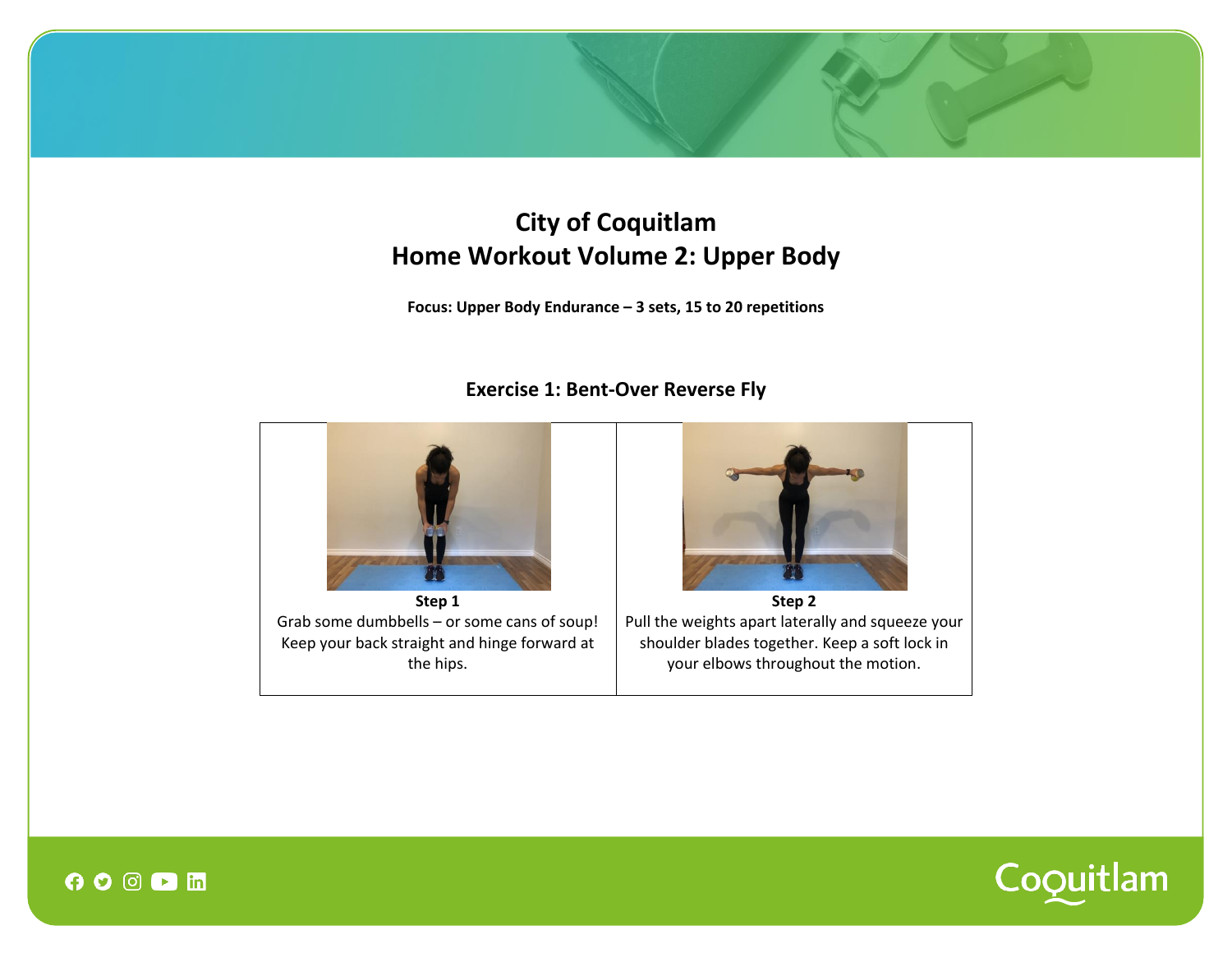# City of Coquitlam
# Home Workout Volume 2: Upper Body

**Focus: Upper Body Endurance – 3 sets, 15 to 20 repetitions**

## Exercise 1: Bent-Over Reverse Fly

| Step 1 | Step 2 |
| --- | --- |
| Grab some dumbbells – or some cans of soup! Keep your back straight and hinge forward at the hips. | Pull the weights apart laterally and squeeze your shoulder blades together. Keep a soft lock in your elbows throughout the motion. |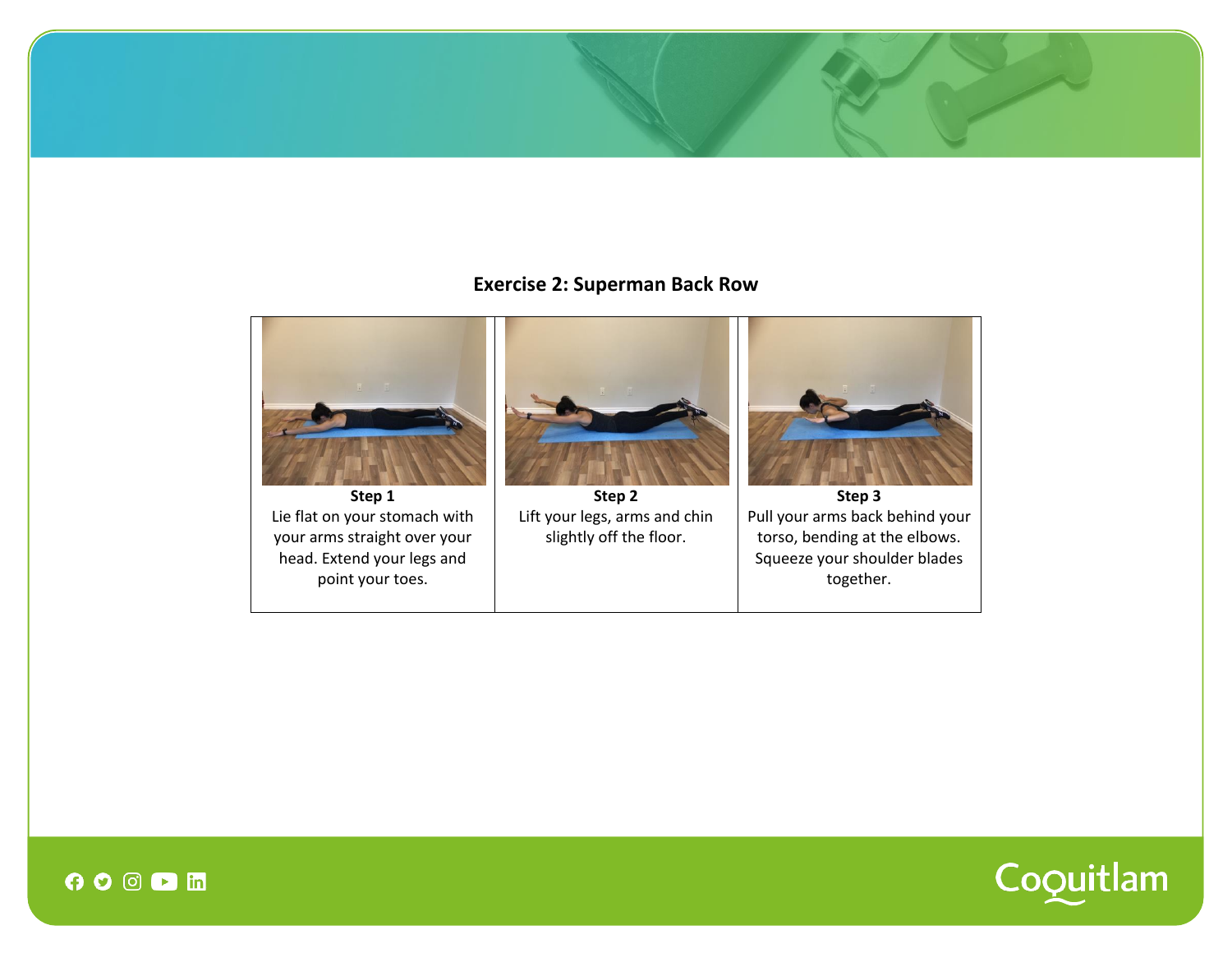**Exercise 2: Superman Back Row**

| Step 1 | Step 2 | Step 3 |
| --- | --- | --- |
| Lie flat on your stomach with your arms straight over your head. Extend your legs and point your toes. | Lift your legs, arms and chin slightly off the floor. | Pull your arms back behind your torso, bending at the elbows. Squeeze your shoulder blades together. |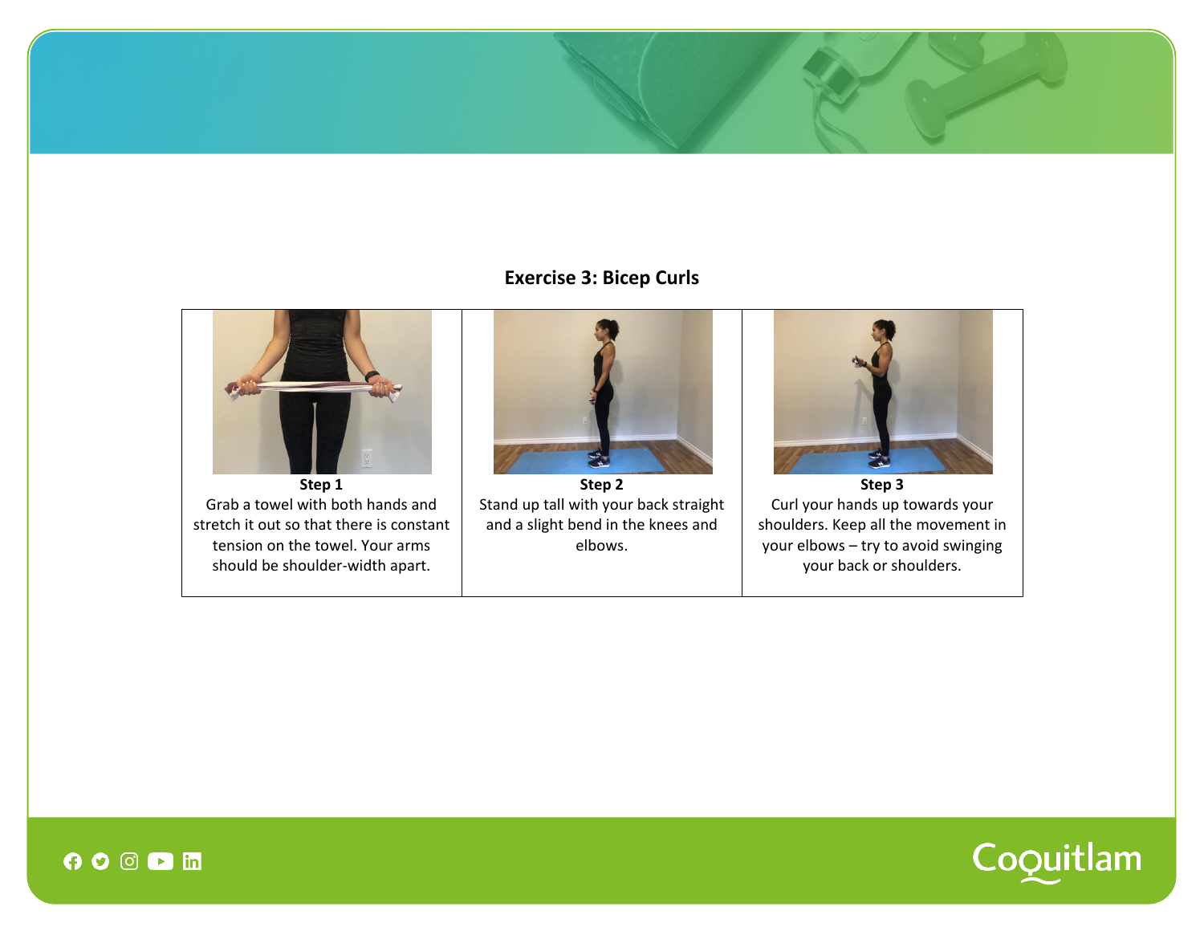## Exercise 3: Bicep Curls

| Step 1 | Step 2 | Step 3 |
| --- | --- | --- |
| Grab a towel with both hands and stretch it out so that there is constant tension on the towel. Your arms should be shoulder-width apart. | Stand up tall with your back straight and a slight bend in the knees and elbows. | Curl your hands up towards your shoulders. Keep all the movement in your elbows – try to avoid swinging your back or shoulders. |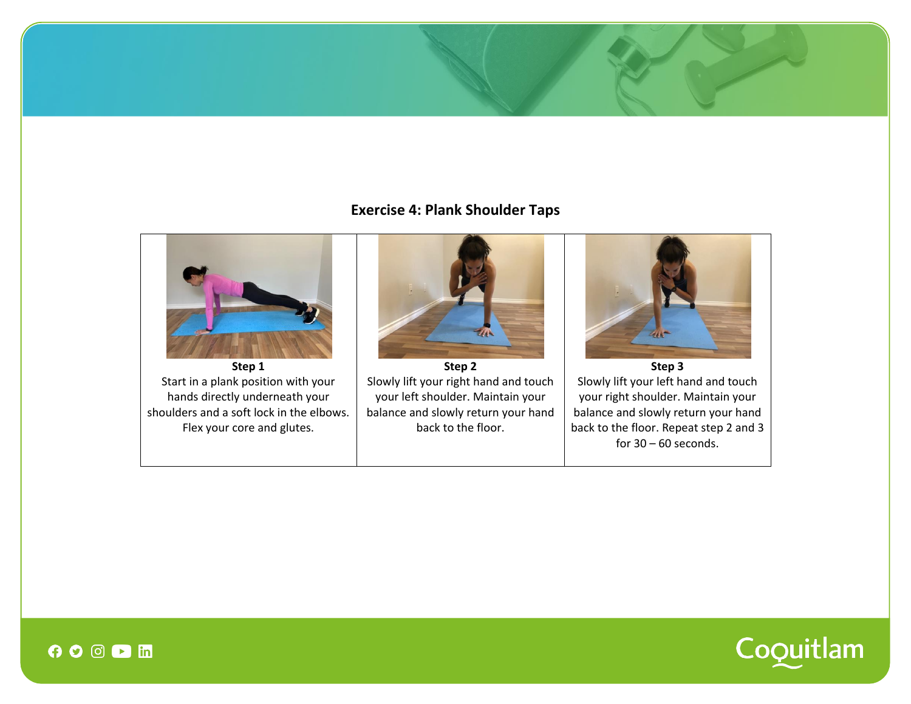## Exercise 4: Plank Shoulder Taps

| **Step 1** | **Step 2** | **Step 3** |
|---|---|---|
| Start in a plank position with your hands directly underneath your shoulders and a soft lock in the elbows. Flex your core and glutes. | Slowly lift your right hand and touch your left shoulder. Maintain your balance and slowly return your hand back to the floor. | Slowly lift your left hand and touch your right shoulder. Maintain your balance and slowly return your hand back to the floor. Repeat step 2 and 3 for 30 – 60 seconds. |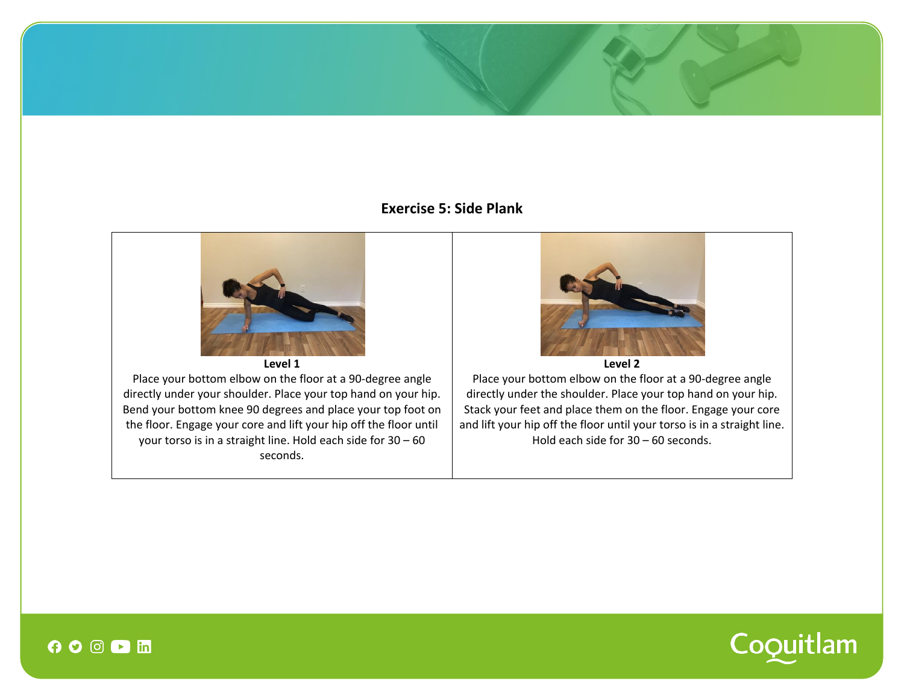**Exercise 5: Side Plank**

| Level 1 | Level 2 |
| --- | --- |
| Place your bottom elbow on the floor at a 90-degree angle directly under your shoulder. Place your top hand on your hip. Bend your bottom knee 90 degrees and place your top foot on the floor. Engage your core and lift your hip off the floor until your torso is in a straight line. Hold each side for 30 – 60 seconds. | Place your bottom elbow on the floor at a 90-degree angle directly under the shoulder. Place your top hand on your hip. Stack your feet and place them on the floor. Engage your core and lift your hip off the floor until your torso is in a straight line. Hold each side for 30 – 60 seconds. |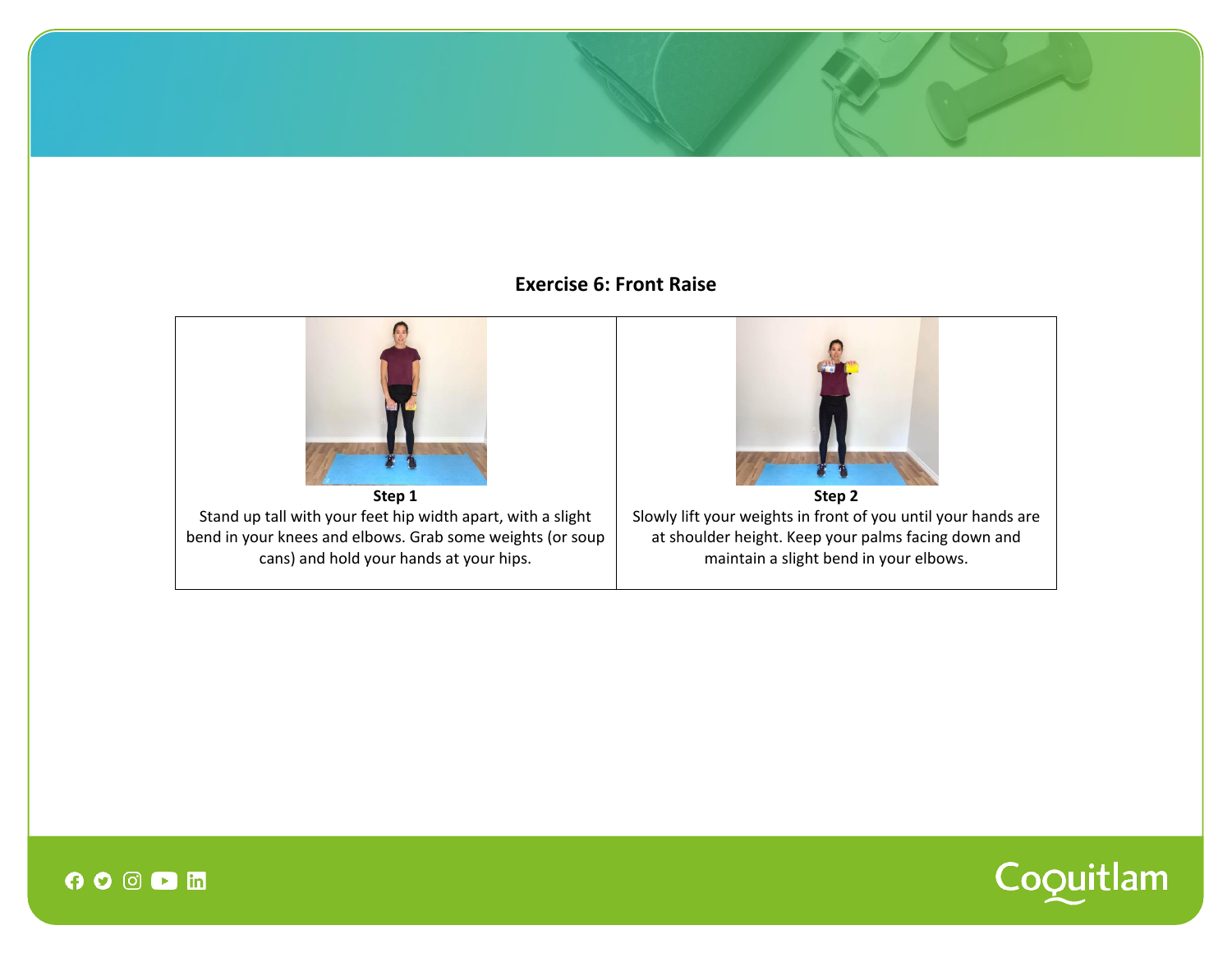**Exercise 6: Front Raise**

| | |
|---|---|
| **Step 1**<br>Stand up tall with your feet hip width apart, with a slight bend in your knees and elbows. Grab some weights (or soup cans) and hold your hands at your hips. | **Step 2**<br>Slowly lift your weights in front of you until your hands are at shoulder height. Keep your palms facing down and maintain a slight bend in your elbows. |